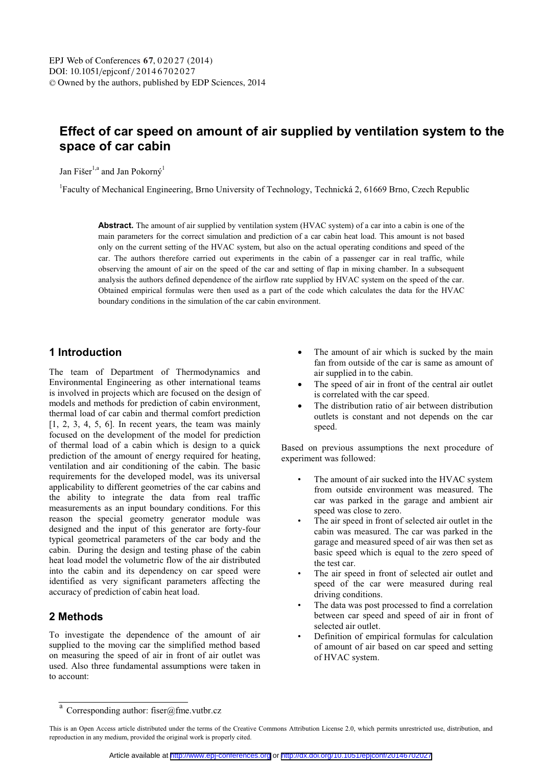# Effect of car speed on amount of air supplied by ventilation system to the space of car cabin

Jan Fišer[1,a] and Jan Pokorný[1]

[1]Faculty of Mechanical Engineering, Brno University of Technology, Technická 2, 61669 Brno, Czech Republic

**Abstract.** The amount of air supplied by ventilation system (HVAC system) of a car into a cabin is one of the main parameters for the correct simulation and prediction of a car cabin heat load. This amount is not based only on the current setting of the HVAC system, but also on the actual operating conditions and speed of the car. The authors therefore carried out experiments in the cabin of a passenger car in real traffic, while observing the amount of air on the speed of the car and setting of flap in mixing chamber. In a subsequent analysis the authors defined dependence of the airflow rate supplied by HVAC system on the speed of the car. Obtained empirical formulas were then used as a part of the code which calculates the data for the HVAC boundary conditions in the simulation of the car cabin environment.

## 1 Introduction

The team of Department of Thermodynamics and Environmental Engineering as other international teams is involved in projects which are focused on the design of models and methods for prediction of cabin environment, thermal load of car cabin and thermal comfort prediction [1, 2, 3, 4, 5, 6]. In recent years, the team was mainly focused on the development of the model for prediction of thermal load of a cabin which is design to a quick prediction of the amount of energy required for heating, ventilation and air conditioning of the cabin. The basic requirements for the developed model, was its universal applicability to different geometries of the car cabins and the ability to integrate the data from real traffic measurements as an input boundary conditions. For this reason the special geometry generator module was designed and the input of this generator are forty-four typical geometrical parameters of the car body and the cabin. During the design and testing phase of the cabin heat load model the volumetric flow of the air distributed into the cabin and its dependency on car speed were identified as very significant parameters affecting the accuracy of prediction of cabin heat load.

## 2 Methods

To investigate the dependence of the amount of air supplied to the moving car the simplified method based on measuring the speed of air in front of air outlet was used. Also three fundamental assumptions were taken in to account:

- The amount of air which is sucked by the main fan from outside of the car is same as amount of air supplied in to the cabin.
- The speed of air in front of the central air outlet is correlated with the car speed.
- The distribution ratio of air between distribution outlets is constant and not depends on the car speed.

Based on previous assumptions the next procedure of experiment was followed:

- The amount of air sucked into the HVAC system from outside environment was measured. The car was parked in the garage and ambient air speed was close to zero.
- The air speed in front of selected air outlet in the cabin was measured. The car was parked in the garage and measured speed of air was then set as basic speed which is equal to the zero speed of the test car.
- The air speed in front of selected air outlet and speed of the car were measured during real driving conditions.
- The data was post processed to find a correlation between car speed and speed of air in front of selected air outlet.
- Definition of empirical formulas for calculation of amount of air based on car speed and setting of HVAC system.

[a] Corresponding author: fiser@fme.vutbr.cz

This is an Open Access article distributed under the terms of the Creative Commons Attribution License 2.0, which permits unrestricted use, distribution, and reproduction in any medium, provided the original work is properly cited.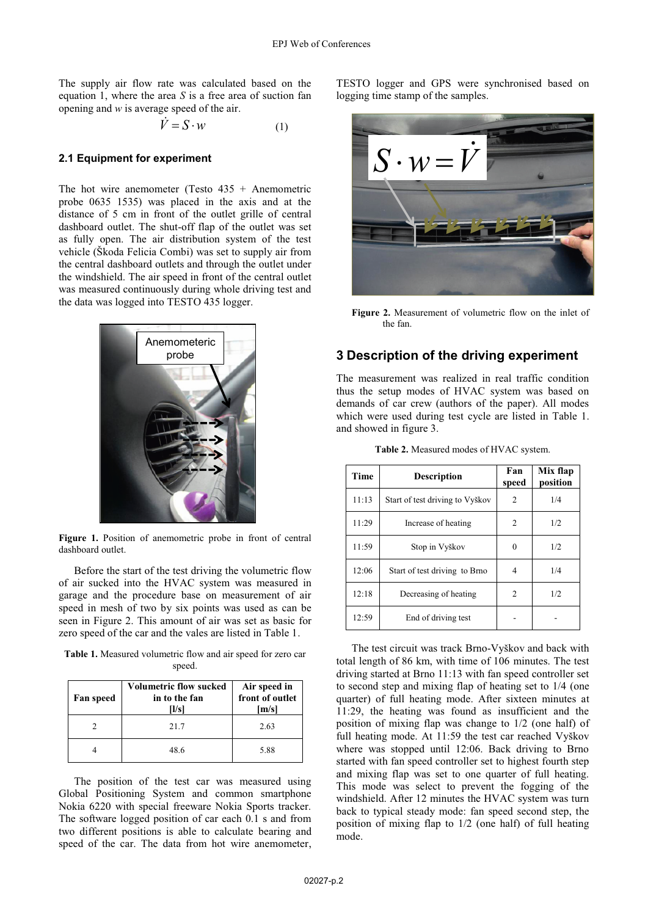The supply air flow rate was calculated based on the equation 1, where the area $S$ is a free area of suction fan opening and $w$ is average speed of the air.

$$\dot{V} = S \cdot w \qquad (1)$$

### 2.1 Equipment for experiment

The hot wire anemometer (Testo 435 + Anemometric probe 0635 1535) was placed in the axis and at the distance of 5 cm in front of the outlet grille of central dashboard outlet. The shut-off flap of the outlet was set as fully open. The air distribution system of the test vehicle (Škoda Felicia Combi) was set to supply air from the central dashboard outlets and through the outlet under the windshield. The air speed in front of the central outlet was measured continuously during whole driving test and the data was logged into TESTO 435 logger.

**Figure 1.** Position of anemometric probe in front of central dashboard outlet.

Before the start of the test driving the volumetric flow of air sucked into the HVAC system was measured in garage and the procedure base on measurement of air speed in mesh of two by six points was used as can be seen in Figure 2. This amount of air was set as basic for zero speed of the car and the vales are listed in Table 1.

**Table 1.** Measured volumetric flow and air speed for zero car speed.

| Fan speed | Volumetric flow sucked in to the fan [l/s] | Air speed in front of outlet [m/s] |
|---|---|---|
| 2 | 21.7 | 2.63 |
| 4 | 48.6 | 5.88 |

The position of the test car was measured using Global Positioning System and common smartphone Nokia 6220 with special freeware Nokia Sports tracker. The software logged position of car each 0.1 s and from two different positions is able to calculate bearing and speed of the car. The data from hot wire anemometer, TESTO logger and GPS were synchronised based on logging time stamp of the samples.

**Figure 2.** Measurement of volumetric flow on the inlet of the fan.

## 3 Description of the driving experiment

The measurement was realized in real traffic condition thus the setup modes of HVAC system was based on demands of car crew (authors of the paper). All modes which were used during test cycle are listed in Table 1. and showed in figure 3.

**Table 2.** Measured modes of HVAC system.

| Time | Description | Fan speed | Mix flap position |
|---|---|---|---|
| 11:13 | Start of test driving to Vyškov | 2 | 1/4 |
| 11:29 | Increase of heating | 2 | 1/2 |
| 11:59 | Stop in Vyškov | 0 | 1/2 |
| 12:06 | Start of test driving to Brno | 4 | 1/4 |
| 12:18 | Decreasing of heating | 2 | 1/2 |
| 12:59 | End of driving test | - | - |

The test circuit was track Brno-Vyškov and back with total length of 86 km, with time of 106 minutes. The test driving started at Brno 11:13 with fan speed controller set to second step and mixing flap of heating set to 1/4 (one quarter) of full heating mode. After sixteen minutes at 11:29, the heating was found as insufficient and the position of mixing flap was change to 1/2 (one half) of full heating mode. At 11:59 the test car reached Vyškov where was stopped until 12:06. Back driving to Brno started with fan speed controller set to highest fourth step and mixing flap was set to one quarter of full heating. This mode was select to prevent the fogging of the windshield. After 12 minutes the HVAC system was turn back to typical steady mode: fan speed second step, the position of mixing flap to 1/2 (one half) of full heating mode.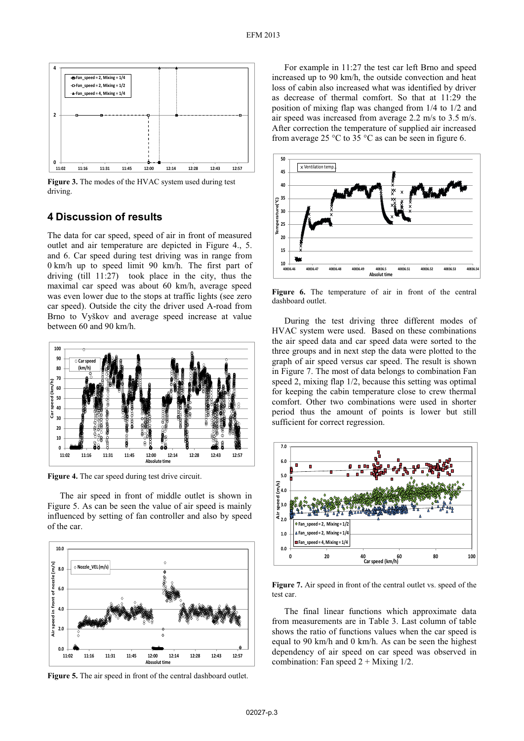**Figure 3.** The modes of the HVAC system used during test driving.

## 4 Discussion of results

The data for car speed, speed of air in front of measured outlet and air temperature are depicted in Figure 4., 5. and 6. Car speed during test driving was in range from 0 km/h up to speed limit 90 km/h. The first part of driving (till 11:27) took place in the city, thus the maximal car speed was about 60 km/h, average speed was even lower due to the stops at traffic lights (see zero car speed). Outside the city the driver used A-road from Brno to Vyškov and average speed increase at value between 60 and 90 km/h.

**Figure 4.** The car speed during test drive circuit.

The air speed in front of middle outlet is shown in Figure 5. As can be seen the value of air speed is mainly influenced by setting of fan controller and also by speed of the car.

**Figure 5.** The air speed in front of the central dashboard outlet.

For example in 11:27 the test car left Brno and speed increased up to 90 km/h, the outside convection and heat loss of cabin also increased what was identified by driver as decrease of thermal comfort. So that at 11:29 the position of mixing flap was changed from 1/4 to 1/2 and air speed was increased from average 2.2 m/s to 3.5 m/s. After correction the temperature of supplied air increased from average 25 °C to 35 °C as can be seen in figure 6.

**Figure 6.** The temperature of air in front of the central dashboard outlet.

During the test driving three different modes of HVAC system were used. Based on these combinations the air speed data and car speed data were sorted to the three groups and in next step the data were plotted to the graph of air speed versus car speed. The result is shown in Figure 7. The most of data belongs to combination Fan speed 2, mixing flap 1/2, because this setting was optimal for keeping the cabin temperature close to crew thermal comfort. Other two combinations were used in shorter period thus the amount of points is lower but still sufficient for correct regression.

**Figure 7.** Air speed in front of the central outlet vs. speed of the test car.

The final linear functions which approximate data from measurements are in Table 3. Last column of table shows the ratio of functions values when the car speed is equal to 90 km/h and 0 km/h. As can be seen the highest dependency of air speed on car speed was observed in combination: Fan speed 2 + Mixing 1/2.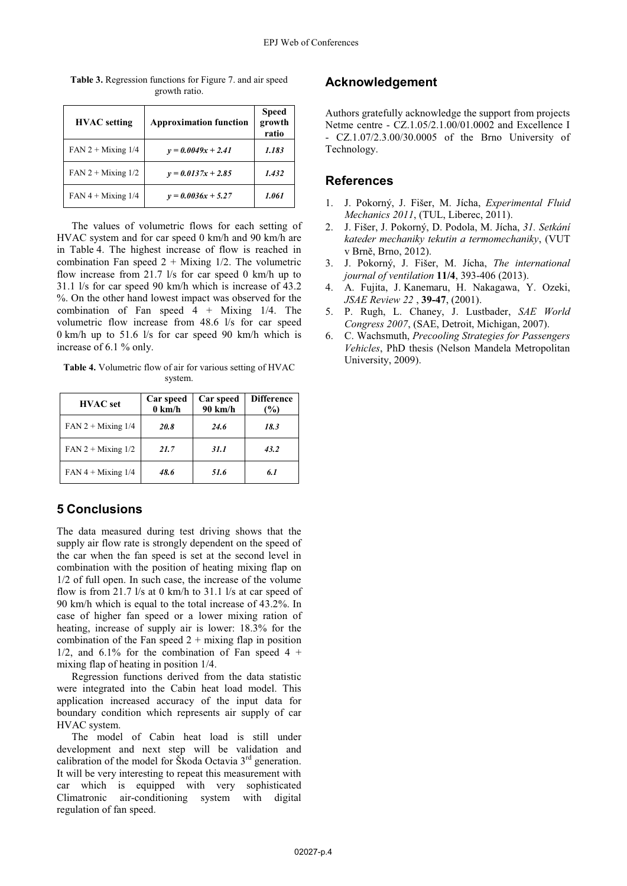**Table 3.** Regression functions for Figure 7. and air speed growth ratio.

| HVAC setting | Approximation function | Speed growth ratio |
|---|---|---|
| FAN 2 + Mixing 1/4 | ***y = 0.0049x + 2.41*** | ***1.183*** |
| FAN 2 + Mixing 1/2 | ***y = 0.0137x + 2.85*** | ***1.432*** |
| FAN 4 + Mixing 1/4 | ***y = 0.0036x + 5.27*** | ***1.061*** |

The values of volumetric flows for each setting of HVAC system and for car speed 0 km/h and 90 km/h are in Table 4. The highest increase of flow is reached in combination Fan speed 2 + Mixing 1/2. The volumetric flow increase from 21.7 l/s for car speed 0 km/h up to 31.1 l/s for car speed 90 km/h which is increase of 43.2 %. On the other hand lowest impact was observed for the combination of Fan speed 4 + Mixing 1/4. The volumetric flow increase from 48.6 l/s for car speed 0 km/h up to 51.6 l/s for car speed 90 km/h which is increase of 6.1 % only.

**Table 4.** Volumetric flow of air for various setting of HVAC system.

| HVAC set | Car speed 0 km/h | Car speed 90 km/h | Difference (%) |
|---|---|---|---|
| FAN 2 + Mixing 1/4 | ***20.8*** | ***24.6*** | ***18.3*** |
| FAN 2 + Mixing 1/2 | ***21.7*** | ***31.1*** | ***43.2*** |
| FAN 4 + Mixing 1/4 | ***48.6*** | ***51.6*** | ***6.1*** |

## 5 Conclusions

The data measured during test driving shows that the supply air flow rate is strongly dependent on the speed of the car when the fan speed is set at the second level in combination with the position of heating mixing flap on 1/2 of full open. In such case, the increase of the volume flow is from 21.7 l/s at 0 km/h to 31.1 l/s at car speed of 90 km/h which is equal to the total increase of 43.2%. In case of higher fan speed or a lower mixing ration of heating, increase of supply air is lower: 18.3% for the combination of the Fan speed 2 + mixing flap in position 1/2, and 6.1% for the combination of Fan speed 4 + mixing flap of heating in position 1/4.

Regression functions derived from the data statistic were integrated into the Cabin heat load model. This application increased accuracy of the input data for boundary condition which represents air supply of car HVAC system.

The model of Cabin heat load is still under development and next step will be validation and calibration of the model for Škoda Octavia 3rd generation. It will be very interesting to repeat this measurement with car which is equipped with very sophisticated Climatronic air-conditioning system with digital regulation of fan speed.

## Acknowledgement

Authors gratefully acknowledge the support from projects Netme centre - CZ.1.05/2.1.00/01.0002 and Excellence I - CZ.1.07/2.3.00/30.0005 of the Brno University of Technology.

## References

1. J. Pokorný, J. Fišer, M. Jícha, *Experimental Fluid Mechanics 2011*, (TUL, Liberec, 2011).
2. J. Fišer, J. Pokorný, D. Podola, M. Jícha, *31. Setkání kateder mechaniky tekutin a termomechaniky*, (VUT v Brně, Brno, 2012).
3. J. Pokorný, J. Fišer, M. Jícha, *The international journal of ventilation* **11/4**, 393-406 (2013).
4. A. Fujita, J. Kanemaru, H. Nakagawa, Y. Ozeki, *JSAE Review 22* , **39-47**, (2001).
5. P. Rugh, L. Chaney, J. Lustbader, *SAE World Congress 2007*, (SAE, Detroit, Michigan, 2007).
6. C. Wachsmuth, *Precooling Strategies for Passengers Vehicles*, PhD thesis (Nelson Mandela Metropolitan University, 2009).